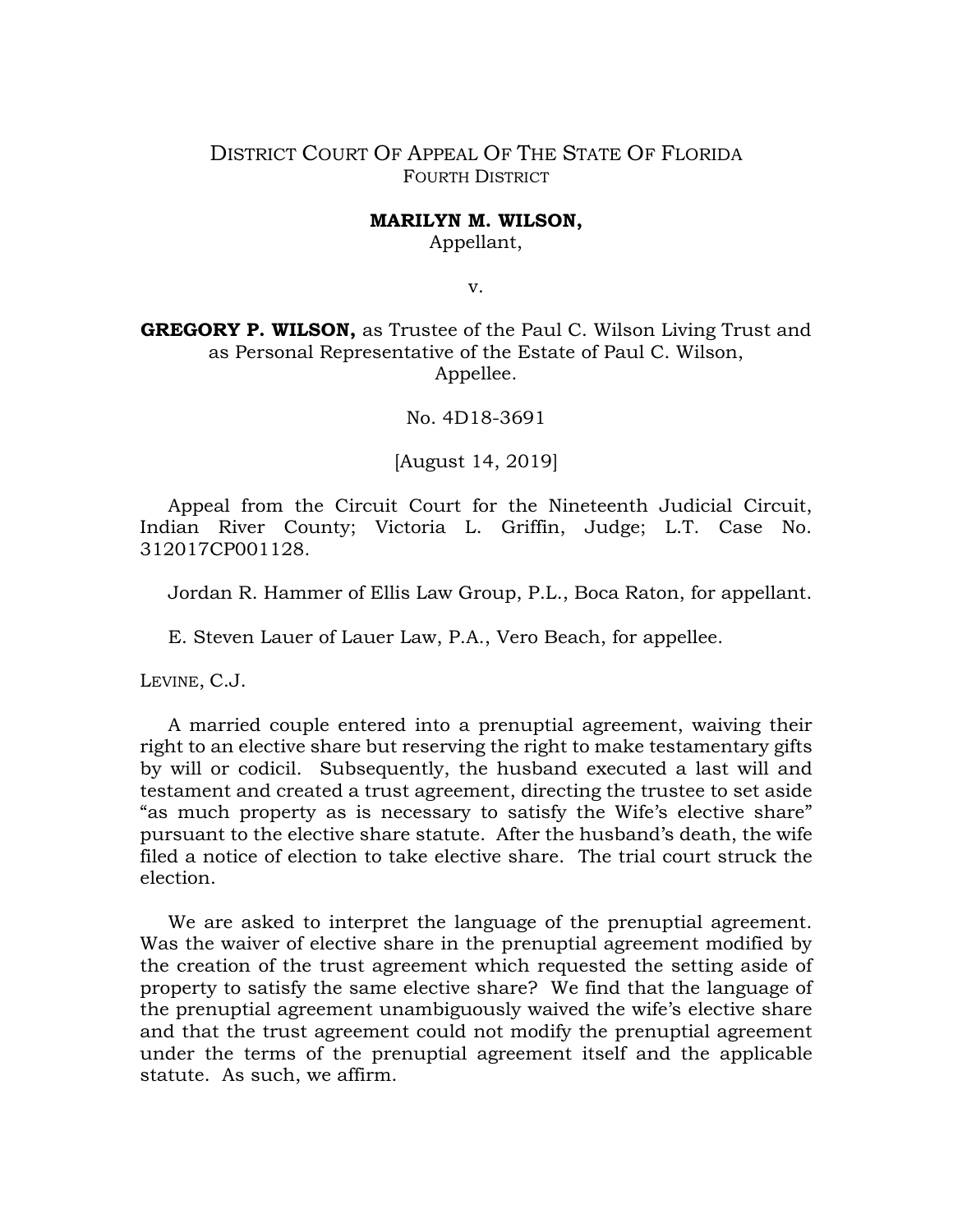DISTRICT COURT OF APPEAL OF THE STATE OF FLORIDA
FOURTH DISTRICT

**MARILYN M. WILSON,**
Appellant,

v.

**GREGORY P. WILSON,** as Trustee of the Paul C. Wilson Living Trust and as Personal Representative of the Estate of Paul C. Wilson,
Appellee.

No. 4D18-3691

[August 14, 2019]

Appeal from the Circuit Court for the Nineteenth Judicial Circuit, Indian River County; Victoria L. Griffin, Judge; L.T. Case No. 312017CP001128.

Jordan R. Hammer of Ellis Law Group, P.L., Boca Raton, for appellant.

E. Steven Lauer of Lauer Law, P.A., Vero Beach, for appellee.

LEVINE, C.J.

A married couple entered into a prenuptial agreement, waiving their right to an elective share but reserving the right to make testamentary gifts by will or codicil. Subsequently, the husband executed a last will and testament and created a trust agreement, directing the trustee to set aside "as much property as is necessary to satisfy the Wife's elective share" pursuant to the elective share statute. After the husband's death, the wife filed a notice of election to take elective share. The trial court struck the election.

We are asked to interpret the language of the prenuptial agreement. Was the waiver of elective share in the prenuptial agreement modified by the creation of the trust agreement which requested the setting aside of property to satisfy the same elective share? We find that the language of the prenuptial agreement unambiguously waived the wife's elective share and that the trust agreement could not modify the prenuptial agreement under the terms of the prenuptial agreement itself and the applicable statute. As such, we affirm.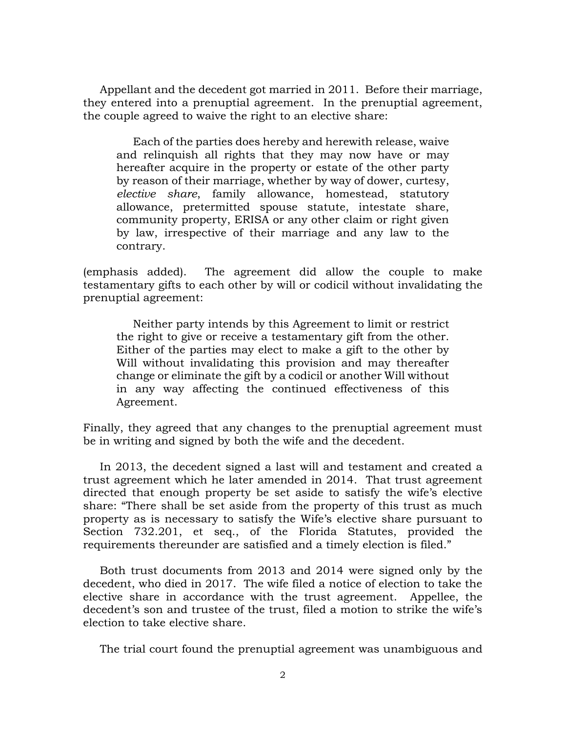Appellant and the decedent got married in 2011. Before their marriage, they entered into a prenuptial agreement. In the prenuptial agreement, the couple agreed to waive the right to an elective share:

> Each of the parties does hereby and herewith release, waive and relinquish all rights that they may now have or may hereafter acquire in the property or estate of the other party by reason of their marriage, whether by way of dower, curtesy, *elective share*, family allowance, homestead, statutory allowance, pretermitted spouse statute, intestate share, community property, ERISA or any other claim or right given by law, irrespective of their marriage and any law to the contrary.

(emphasis added). The agreement did allow the couple to make testamentary gifts to each other by will or codicil without invalidating the prenuptial agreement:

> Neither party intends by this Agreement to limit or restrict the right to give or receive a testamentary gift from the other. Either of the parties may elect to make a gift to the other by Will without invalidating this provision and may thereafter change or eliminate the gift by a codicil or another Will without in any way affecting the continued effectiveness of this Agreement.

Finally, they agreed that any changes to the prenuptial agreement must be in writing and signed by both the wife and the decedent.

In 2013, the decedent signed a last will and testament and created a trust agreement which he later amended in 2014. That trust agreement directed that enough property be set aside to satisfy the wife's elective share: "There shall be set aside from the property of this trust as much property as is necessary to satisfy the Wife's elective share pursuant to Section 732.201, et seq., of the Florida Statutes, provided the requirements thereunder are satisfied and a timely election is filed."

Both trust documents from 2013 and 2014 were signed only by the decedent, who died in 2017. The wife filed a notice of election to take the elective share in accordance with the trust agreement. Appellee, the decedent's son and trustee of the trust, filed a motion to strike the wife's election to take elective share.

The trial court found the prenuptial agreement was unambiguous and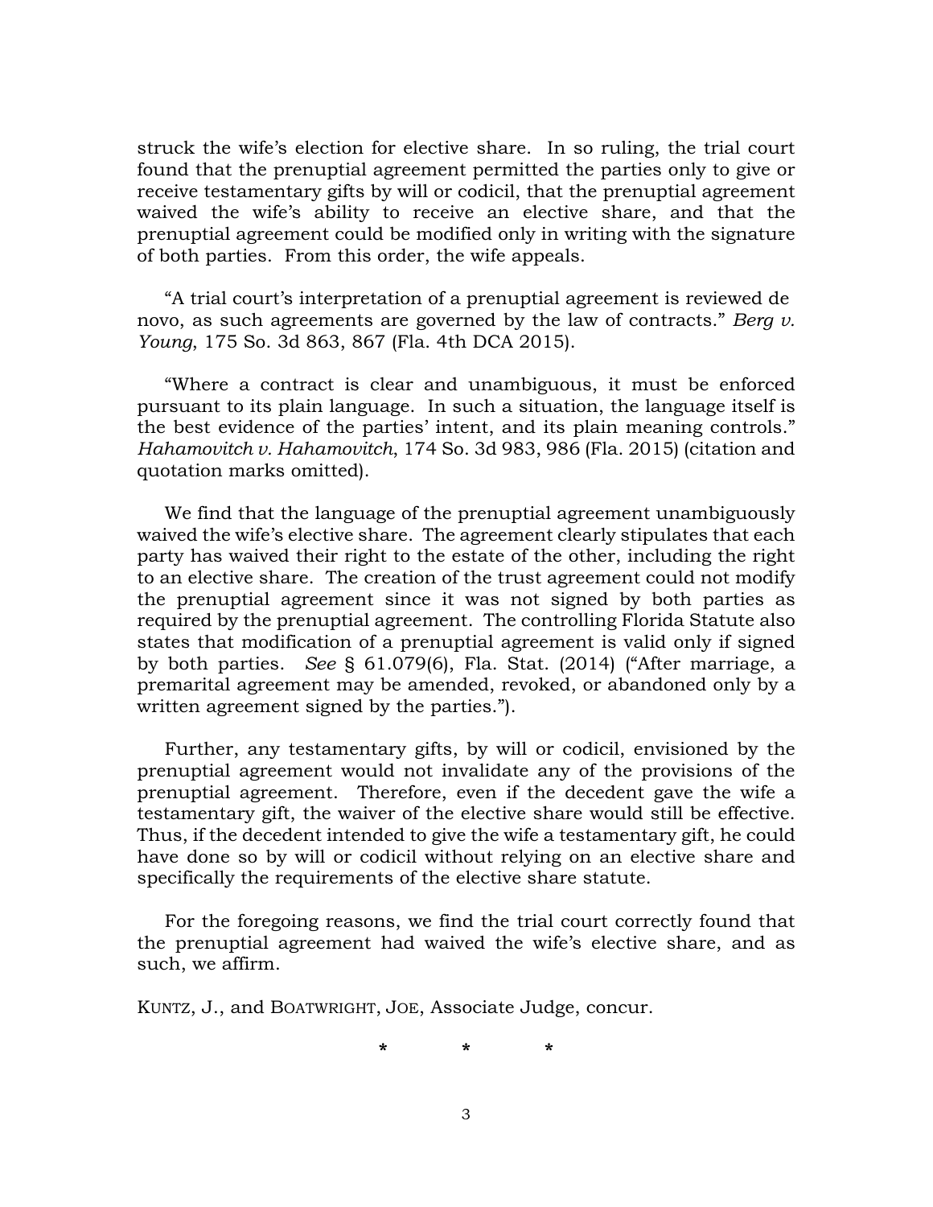struck the wife's election for elective share. In so ruling, the trial court found that the prenuptial agreement permitted the parties only to give or receive testamentary gifts by will or codicil, that the prenuptial agreement waived the wife's ability to receive an elective share, and that the prenuptial agreement could be modified only in writing with the signature of both parties. From this order, the wife appeals.

"A trial court's interpretation of a prenuptial agreement is reviewed de novo, as such agreements are governed by the law of contracts." *Berg v. Young*, 175 So. 3d 863, 867 (Fla. 4th DCA 2015).

"Where a contract is clear and unambiguous, it must be enforced pursuant to its plain language. In such a situation, the language itself is the best evidence of the parties' intent, and its plain meaning controls." *Hahamovitch v. Hahamovitch*, 174 So. 3d 983, 986 (Fla. 2015) (citation and quotation marks omitted).

We find that the language of the prenuptial agreement unambiguously waived the wife's elective share. The agreement clearly stipulates that each party has waived their right to the estate of the other, including the right to an elective share. The creation of the trust agreement could not modify the prenuptial agreement since it was not signed by both parties as required by the prenuptial agreement. The controlling Florida Statute also states that modification of a prenuptial agreement is valid only if signed by both parties. *See* § 61.079(6), Fla. Stat. (2014) ("After marriage, a premarital agreement may be amended, revoked, or abandoned only by a written agreement signed by the parties.").

Further, any testamentary gifts, by will or codicil, envisioned by the prenuptial agreement would not invalidate any of the provisions of the prenuptial agreement. Therefore, even if the decedent gave the wife a testamentary gift, the waiver of the elective share would still be effective. Thus, if the decedent intended to give the wife a testamentary gift, he could have done so by will or codicil without relying on an elective share and specifically the requirements of the elective share statute.

For the foregoing reasons, we find the trial court correctly found that the prenuptial agreement had waived the wife's elective share, and as such, we affirm.

KUNTZ, J., and BOATWRIGHT, JOE, Associate Judge, concur.

\*            \*            \*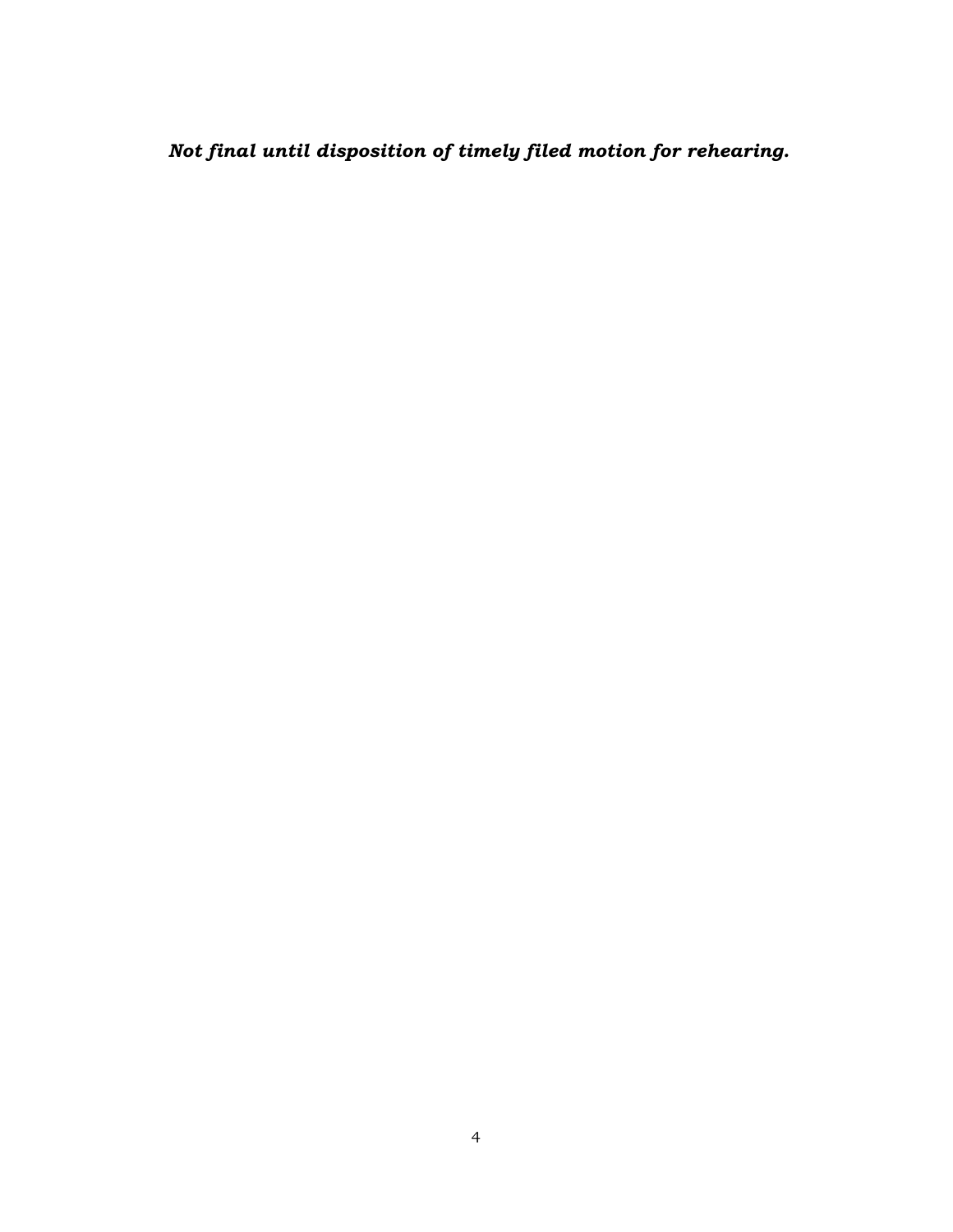***Not final until disposition of timely filed motion for rehearing.***